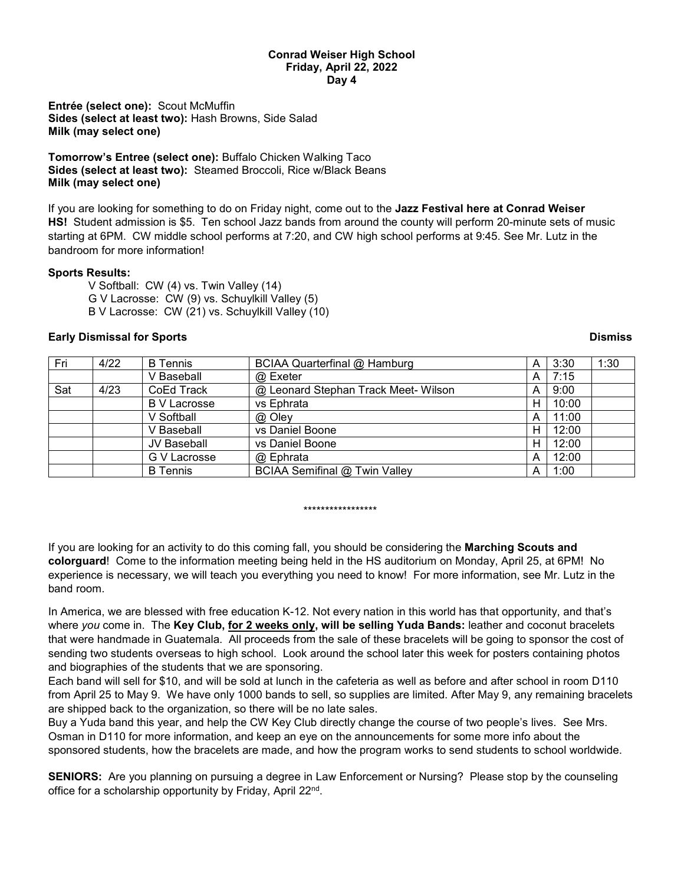**Conrad Weiser High School**
**Friday, April 22, 2022**
**Day 4**

**Entrée (select one):** Scout McMuffin
**Sides (select at least two):** Hash Browns, Side Salad
**Milk (may select one)**

**Tomorrow's Entree (select one):** Buffalo Chicken Walking Taco
**Sides (select at least two):** Steamed Broccoli, Rice w/Black Beans
**Milk (may select one)**

If you are looking for something to do on Friday night, come out to the **Jazz Festival here at Conrad Weiser HS!** Student admission is $5. Ten school Jazz bands from around the county will perform 20-minute sets of music starting at 6PM. CW middle school performs at 7:20, and CW high school performs at 9:45. See Mr. Lutz in the bandroom for more information!

**Sports Results:**

V Softball: CW (4) vs. Twin Valley (14)
G V Lacrosse: CW (9) vs. Schuylkill Valley (5)
B V Lacrosse: CW (21) vs. Schuylkill Valley (10)

**Early Dismissal for Sports** **Dismiss**

| | | | | | | Dismiss |
|---|---|---|---|---|---|---|
| Fri | 4/22 | B Tennis | BCIAA Quarterfinal @ Hamburg | A | 3:30 | 1:30 |
| | | V Baseball | @ Exeter | A | 7:15 | |
| Sat | 4/23 | CoEd Track | @ Leonard Stephan Track Meet- Wilson | A | 9:00 | |
| | | B V Lacrosse | vs Ephrata | H | 10:00 | |
| | | V Softball | @ Oley | A | 11:00 | |
| | | V Baseball | vs Daniel Boone | H | 12:00 | |
| | | JV Baseball | vs Daniel Boone | H | 12:00 | |
| | | G V Lacrosse | @ Ephrata | A | 12:00 | |
| | | B Tennis | BCIAA Semifinal @ Twin Valley | A | 1:00 | |

*****************

If you are looking for an activity to do this coming fall, you should be considering the **Marching Scouts and colorguard**! Come to the information meeting being held in the HS auditorium on Monday, April 25, at 6PM! No experience is necessary, we will teach you everything you need to know! For more information, see Mr. Lutz in the band room.

In America, we are blessed with free education K-12. Not every nation in this world has that opportunity, and that's where *you* come in. The **Key Club, for 2 weeks only, will be selling Yuda Bands:** leather and coconut bracelets that were handmade in Guatemala. All proceeds from the sale of these bracelets will be going to sponsor the cost of sending two students overseas to high school. Look around the school later this week for posters containing photos and biographies of the students that we are sponsoring.
Each band will sell for $10, and will be sold at lunch in the cafeteria as well as before and after school in room D110 from April 25 to May 9. We have only 1000 bands to sell, so supplies are limited. After May 9, any remaining bracelets are shipped back to the organization, so there will be no late sales.
Buy a Yuda band this year, and help the CW Key Club directly change the course of two people's lives. See Mrs. Osman in D110 for more information, and keep an eye on the announcements for some more info about the sponsored students, how the bracelets are made, and how the program works to send students to school worldwide.

**SENIORS:** Are you planning on pursuing a degree in Law Enforcement or Nursing? Please stop by the counseling office for a scholarship opportunity by Friday, April 22nd.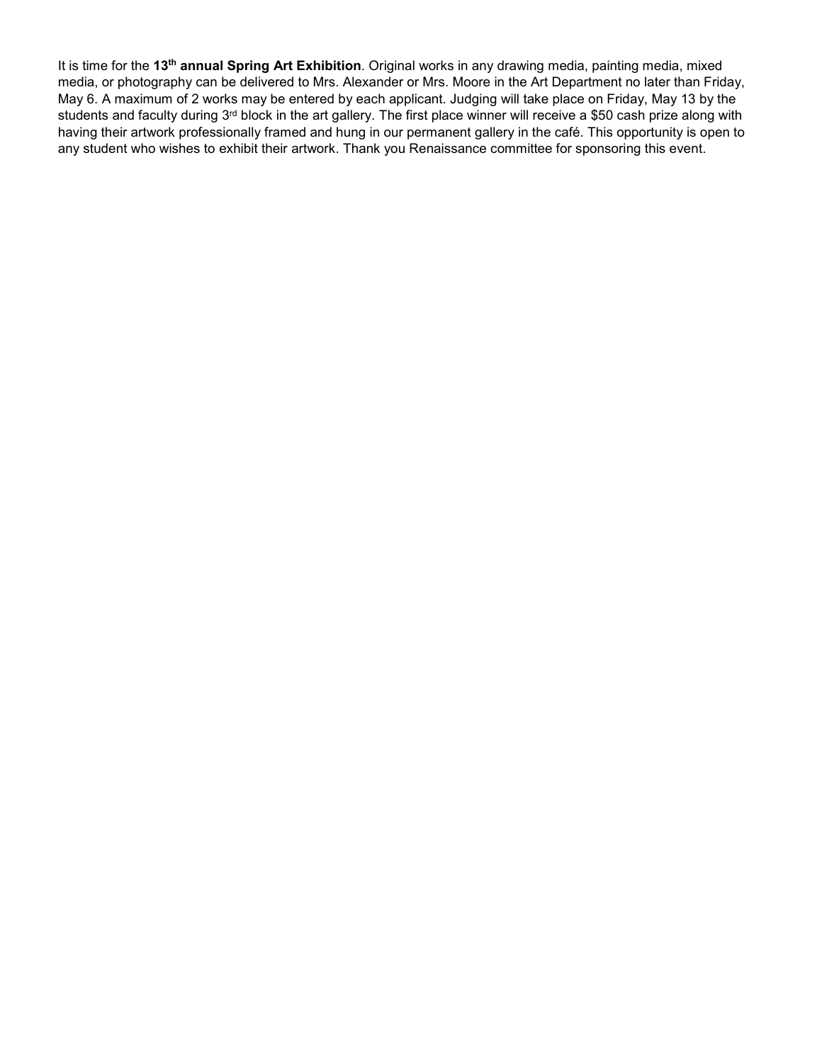It is time for the **13th annual Spring Art Exhibition**. Original works in any drawing media, painting media, mixed media, or photography can be delivered to Mrs. Alexander or Mrs. Moore in the Art Department no later than Friday, May 6. A maximum of 2 works may be entered by each applicant. Judging will take place on Friday, May 13 by the students and faculty during 3rd block in the art gallery. The first place winner will receive a $50 cash prize along with having their artwork professionally framed and hung in our permanent gallery in the café. This opportunity is open to any student who wishes to exhibit their artwork. Thank you Renaissance committee for sponsoring this event.